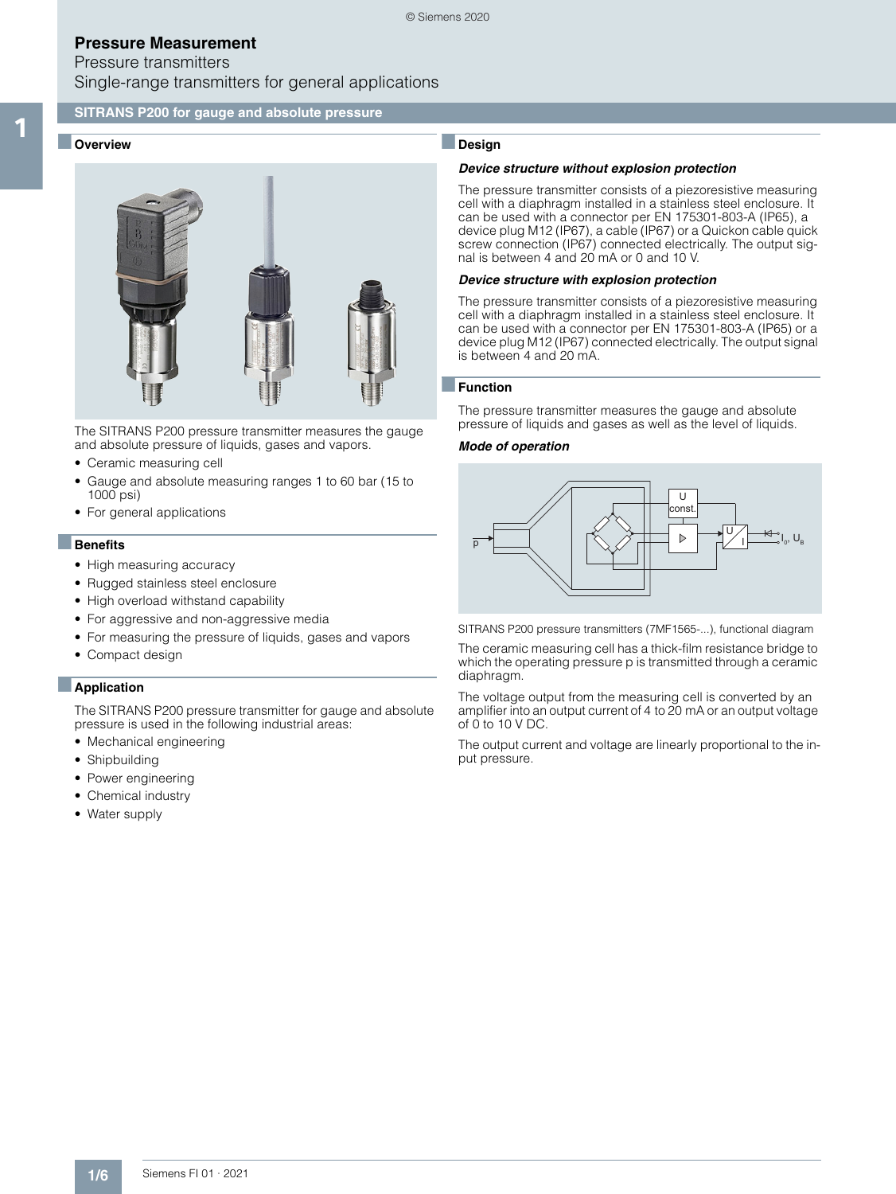# Pressure Measurement

Pressure transmitters

Single-range transmitters for general applications

## SITRANS P200 for gauge and absolute pressure

### Overview

The SITRANS P200 pressure transmitter measures the gauge and absolute pressure of liquids, gases and vapors.

- Ceramic measuring cell
- Gauge and absolute measuring ranges 1 to 60 bar (15 to 1000 psi)
- For general applications

### Benefits

- High measuring accuracy
- Rugged stainless steel enclosure
- High overload withstand capability
- For aggressive and non-aggressive media
- For measuring the pressure of liquids, gases and vapors
- Compact design

### Application

The SITRANS P200 pressure transmitter for gauge and absolute pressure is used in the following industrial areas:

- Mechanical engineering
- Shipbuilding
- Power engineering
- Chemical industry
- Water supply

### Design

***Device structure without explosion protection***

The pressure transmitter consists of a piezoresistive measuring cell with a diaphragm installed in a stainless steel enclosure. It can be used with a connector per EN 175301-803-A (IP65), a device plug M12 (IP67), a cable (IP67) or a Quickon cable quick screw connection (IP67) connected electrically. The output signal is between 4 and 20 mA or 0 and 10 V.

***Device structure with explosion protection***

The pressure transmitter consists of a piezoresistive measuring cell with a diaphragm installed in a stainless steel enclosure. It can be used with a connector per EN 175301-803-A (IP65) or a device plug M12 (IP67) connected electrically. The output signal is between 4 and 20 mA.

### Function

The pressure transmitter measures the gauge and absolute pressure of liquids and gases as well as the level of liquids.

***Mode of operation***

SITRANS P200 pressure transmitters (7MF1565-...), functional diagram

The ceramic measuring cell has a thick-film resistance bridge to which the operating pressure p is transmitted through a ceramic diaphragm.

The voltage output from the measuring cell is converted by an amplifier into an output current of 4 to 20 mA or an output voltage of 0 to 10 V DC.

The output current and voltage are linearly proportional to the input pressure.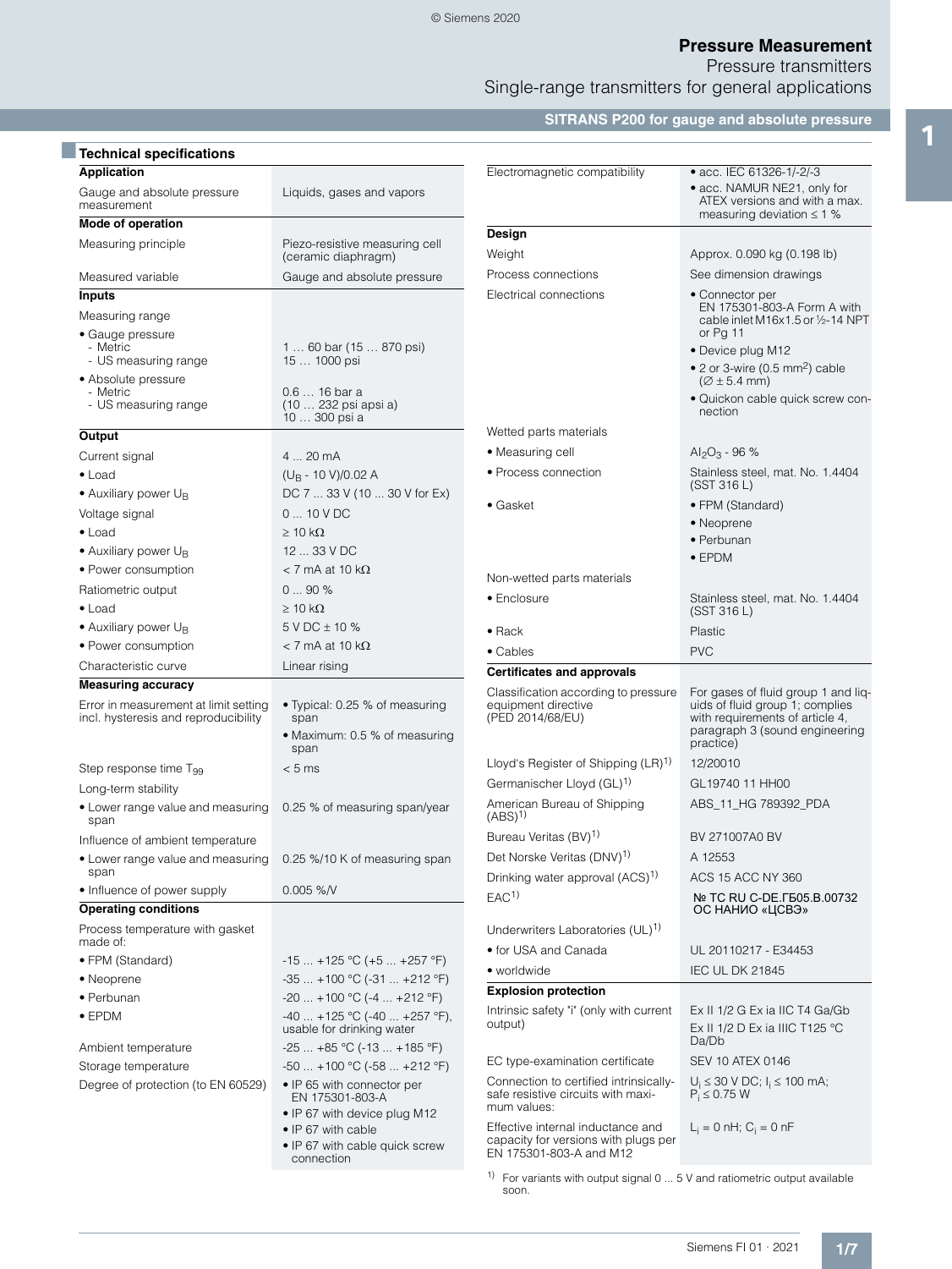# Pressure Measurement

Pressure transmitters

Single-range transmitters for general applications

## SITRANS P200 for gauge and absolute pressure

### Technical specifications

| **Application** | |
|---|---|
| Gauge and absolute pressure measurement | Liquids, gases and vapors |
| **Mode of operation** | |
| Measuring principle | Piezo-resistive measuring cell (ceramic diaphragm) |
| Measured variable | Gauge and absolute pressure |
| **Inputs** | |
| Measuring range | |
| • Gauge pressure | |
| - Metric | 1 … 60 bar (15 … 870 psi) |
| - US measuring range | 15 … 1000 psi |
| • Absolute pressure | |
| - Metric | 0.6 … 16 bar a (10 … 232 psi apsi a) |
| - US measuring range | 10 … 300 psi a |
| **Output** | |
| Current signal | 4 ... 20 mA |
| • Load | $(U_B$ - 10 V)/0.02 A |
| • Auxiliary power $U_B$ | DC 7 ... 33 V (10 ... 30 V for Ex) |
| Voltage signal | 0 ... 10 V DC |
| • Load | ≥ 10 kΩ |
| • Auxiliary power $U_B$ | 12 ... 33 V DC |
| • Power consumption | < 7 mA at 10 kΩ |
| Ratiometric output | 0 ... 90 % |
| • Load | ≥ 10 kΩ |
| • Auxiliary power $U_B$ | 5 V DC ± 10 % |
| • Power consumption | < 7 mA at 10 kΩ |
| Characteristic curve | Linear rising |
| **Measuring accuracy** | |
| Error in measurement at limit setting incl. hysteresis and reproducibility | • Typical: 0.25 % of measuring span<br>• Maximum: 0.5 % of measuring span |
| Step response time $T_{99}$ | < 5 ms |
| Long-term stability | |
| • Lower range value and measuring span | 0.25 % of measuring span/year |
| Influence of ambient temperature | |
| • Lower range value and measuring span | 0.25 %/10 K of measuring span |
| • Influence of power supply | 0.005 %/V |
| **Operating conditions** | |
| Process temperature with gasket made of: | |
| • FPM (Standard) | -15 ... +125 °C (+5 ... +257 °F) |
| • Neoprene | -35 ... +100 °C (-31 ... +212 °F) |
| • Perbunan | -20 ... +100 °C (-4 ... +212 °F) |
| • EPDM | -40 ... +125 °C (-40 ... +257 °F), usable for drinking water |
| Ambient temperature | -25 ... +85 °C (-13 ... +185 °F) |
| Storage temperature | -50 ... +100 °C (-58 ... +212 °F) |
| Degree of protection (to EN 60529) | • IP 65 with connector per EN 175301-803-A<br>• IP 67 with device plug M12<br>• IP 67 with cable<br>• IP 67 with cable quick screw connection |

| Electromagnetic compatibility | • acc. IEC 61326-1/-2/-3<br>• acc. NAMUR NE21, only for ATEX versions and with a max. measuring deviation ≤ 1 % |
|---|---|
| **Design** | |
| Weight | Approx. 0.090 kg (0.198 lb) |
| Process connections | See dimension drawings |
| Electrical connections | • Connector per EN 175301-803-A Form A with cable inlet M16x1.5 or ½-14 NPT or Pg 11<br>• Device plug M12<br>• 2 or 3-wire (0.5 $mm^2$) cable (∅ ± 5.4 mm)<br>• Quickon cable quick screw connection |
| Wetted parts materials | |
| • Measuring cell | $Al_2O_3$ - 96 % |
| • Process connection | Stainless steel, mat. No. 1.4404 (SST 316 L) |
| • Gasket | • FPM (Standard)<br>• Neoprene<br>• Perbunan<br>• EPDM |
| Non-wetted parts materials | |
| • Enclosure | Stainless steel, mat. No. 1.4404 (SST 316 L) |
| • Rack | Plastic |
| • Cables | PVC |
| **Certificates and approvals** | |
| Classification according to pressure equipment directive (PED 2014/68/EU) | For gases of fluid group 1 and liquids of fluid group 1; complies with requirements of article 4, paragraph 3 (sound engineering practice) |
| Lloyd's Register of Shipping (LR)[1] | 12/20010 |
| Germanischer Lloyd (GL)[1] | GL19740 11 HH00 |
| American Bureau of Shipping (ABS)[1] | ABS_11_HG 789392_PDA |
| Bureau Veritas (BV)[1] | BV 271007A0 BV |
| Det Norske Veritas (DNV)[1] | A 12553 |
| Drinking water approval (ACS)[1] | ACS 15 ACC NY 360 |
| EAC[1] | № TC RU C-DE.ГБ05.B.00732 ОС НАНИО «ЦСВЭ» |
| Underwriters Laboratories (UL)[1] | |
| • for USA and Canada | UL 20110217 - E34453 |
| • worldwide | IEC UL DK 21845 |
| **Explosion protection** | |
| Intrinsic safety "i" (only with current output) | Ex II 1/2 G Ex ia IIC T4 Ga/Gb<br>Ex II 1/2 D Ex ia IIIC T125 °C Da/Db |
| EC type-examination certificate | SEV 10 ATEX 0146 |
| Connection to certified intrinsically-safe resistive circuits with maximum values: | $U_i$ ≤ 30 V DC; $I_i$ ≤ 100 mA; $P_i$ ≤ 0.75 W |
| Effective internal inductance and capacity for versions with plugs per EN 175301-803-A and M12 | $L_i$ = 0 nH; $C_i$ = 0 nF |

[1] For variants with output signal 0 ... 5 V and ratiometric output available soon.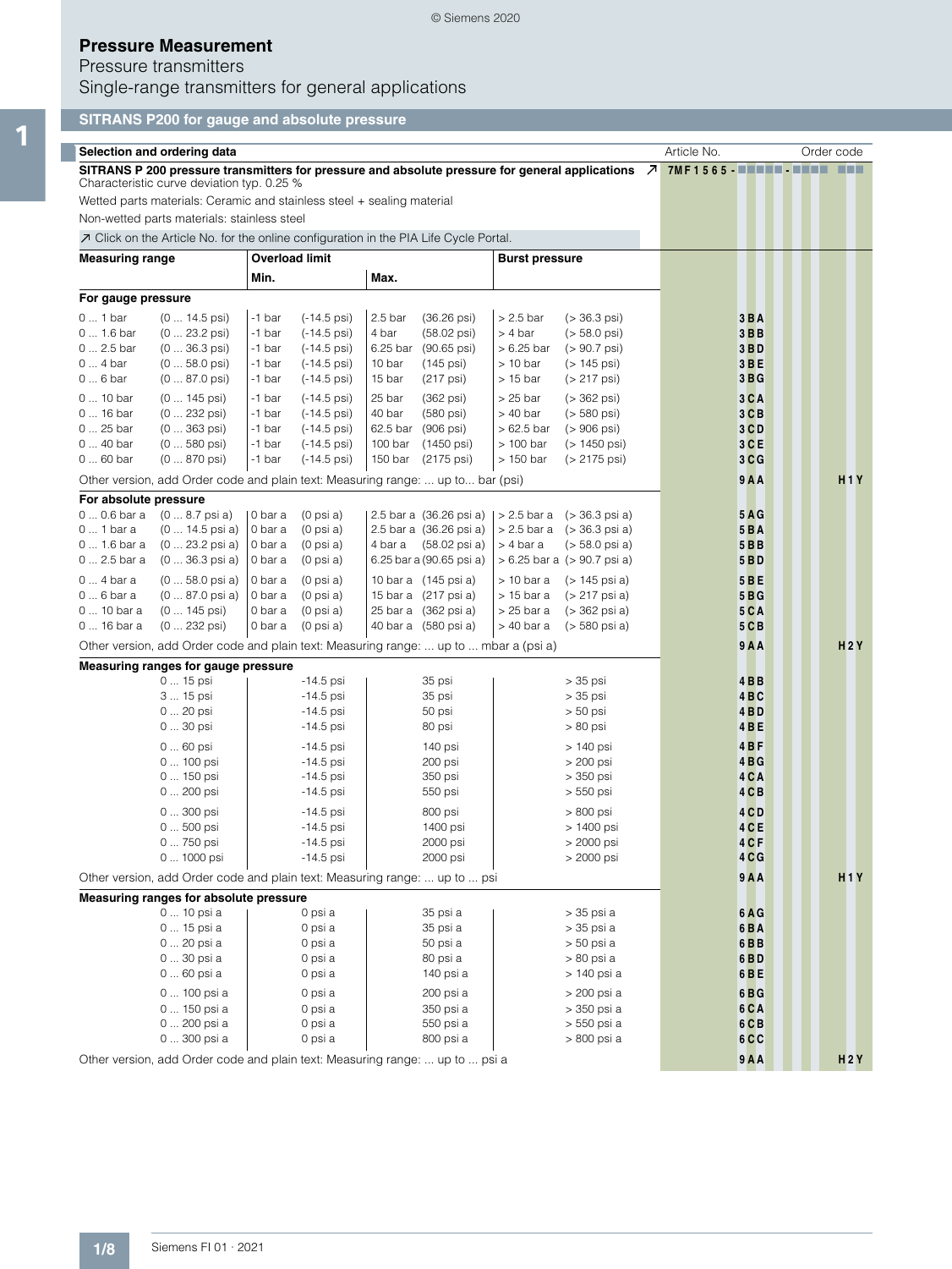# Pressure Measurement

Pressure transmitters

Single-range transmitters for general applications

## SITRANS P200 for gauge and absolute pressure

### Selection and ordering data

| | | | | | | | | Article No. | Order code |
|---|---|---|---|---|---|---|---|---|---|
| **SITRANS P 200 pressure transmitters for pressure and absolute pressure for general applications** ↗ | | | | | | | | **7MF1565 -** ▪▪▪▪▪ **-** ▪▪▪▪ | ▪▪▪ |
| Characteristic curve deviation typ. 0.25 % | | | | | | | | | |
| Wetted parts materials: Ceramic and stainless steel + sealing material | | | | | | | | | |
| Non-wetted parts materials: stainless steel | | | | | | | | | |
| ↗ Click on the Article No. for the online configuration in the PIA Life Cycle Portal. | | | | | | | | | |
| **Measuring range** | | **Overload limit** | | | | **Burst pressure** | | | |
| | | **Min.** | | **Max.** | | | | | |
| **For gauge pressure** | | | | | | | | | |
| 0 ... 1 bar | (0 ... 14.5 psi) | -1 bar | (-14.5 psi) | 2.5 bar | (36.26 psi) | > 2.5 bar | (> 36.3 psi) | **3BA** | |
| 0 ... 1.6 bar | (0 ... 23.2 psi) | -1 bar | (-14.5 psi) | 4 bar | (58.02 psi) | > 4 bar | (> 58.0 psi) | **3BB** | |
| 0 ... 2.5 bar | (0 ... 36.3 psi) | -1 bar | (-14.5 psi) | 6.25 bar | (90.65 psi) | > 6.25 bar | (> 90.7 psi) | **3BD** | |
| 0 ... 4 bar | (0 ... 58.0 psi) | -1 bar | (-14.5 psi) | 10 bar | (145 psi) | > 10 bar | (> 145 psi) | **3BE** | |
| 0 ... 6 bar | (0 ... 87.0 psi) | -1 bar | (-14.5 psi) | 15 bar | (217 psi) | > 15 bar | (> 217 psi) | **3BG** | |
| 0 ... 10 bar | (0 ... 145 psi) | -1 bar | (-14.5 psi) | 25 bar | (362 psi) | > 25 bar | (> 362 psi) | **3CA** | |
| 0 ... 16 bar | (0 ... 232 psi) | -1 bar | (-14.5 psi) | 40 bar | (580 psi) | > 40 bar | (> 580 psi) | **3CB** | |
| 0 ... 25 bar | (0 ... 363 psi) | -1 bar | (-14.5 psi) | 62.5 bar | (906 psi) | > 62.5 bar | (> 906 psi) | **3CD** | |
| 0 ... 40 bar | (0 ... 580 psi) | -1 bar | (-14.5 psi) | 100 bar | (1450 psi) | > 100 bar | (> 1450 psi) | **3CE** | |
| 0 ... 60 bar | (0 ... 870 psi) | -1 bar | (-14.5 psi) | 150 bar | (2175 psi) | > 150 bar | (> 2175 psi) | **3CG** | |
| Other version, add Order code and plain text: Measuring range: ... up to... bar (psi) | | | | | | | | **9AA** | **H1Y** |
| **For absolute pressure** | | | | | | | | | |
| 0 ... 0.6 bar a | (0 ... 8.7 psi a) | 0 bar a | (0 psi a) | 2.5 bar a | (36.26 psi a) | > 2.5 bar a | (> 36.3 psi a) | **5AG** | |
| 0 ... 1 bar a | (0 ... 14.5 psi a) | 0 bar a | (0 psi a) | 2.5 bar a | (36.26 psi a) | > 2.5 bar a | (> 36.3 psi a) | **5BA** | |
| 0 ... 1.6 bar a | (0 ... 23.2 psi a) | 0 bar a | (0 psi a) | 4 bar a | (58.02 psi a) | > 4 bar a | (> 58.0 psi a) | **5BB** | |
| 0 ... 2.5 bar a | (0 ... 36.3 psi a) | 0 bar a | (0 psi a) | 6.25 bar a | (90.65 psi a) | > 6.25 bar a | (> 90.7 psi a) | **5BD** | |
| 0 ... 4 bar a | (0 ... 58.0 psi a) | 0 bar a | (0 psi a) | 10 bar a | (145 psi a) | > 10 bar a | (> 145 psi a) | **5BE** | |
| 0 ... 6 bar a | (0 ... 87.0 psi a) | 0 bar a | (0 psi a) | 15 bar a | (217 psi a) | > 15 bar a | (> 217 psi a) | **5BG** | |
| 0 ... 10 bar a | (0 ... 145 psi) | 0 bar a | (0 psi a) | 25 bar a | (362 psi a) | > 25 bar a | (> 362 psi a) | **5CA** | |
| 0 ... 16 bar a | (0 ... 232 psi) | 0 bar a | (0 psi a) | 40 bar a | (580 psi a) | > 40 bar a | (> 580 psi a) | **5CB** | |
| Other version, add Order code and plain text: Measuring range: ... up to ... mbar a (psi a) | | | | | | | | **9AA** | **H2Y** |
| **Measuring ranges for gauge pressure** | | | | | | | | | |
| | 0 ... 15 psi | | -14.5 psi | | 35 psi | | > 35 psi | **4BB** | |
| | 3 ... 15 psi | | -14.5 psi | | 35 psi | | > 35 psi | **4BC** | |
| | 0 ... 20 psi | | -14.5 psi | | 50 psi | | > 50 psi | **4BD** | |
| | 0 ... 30 psi | | -14.5 psi | | 80 psi | | > 80 psi | **4BE** | |
| | 0 ... 60 psi | | -14.5 psi | | 140 psi | | > 140 psi | **4BF** | |
| | 0 ... 100 psi | | -14.5 psi | | 200 psi | | > 200 psi | **4BG** | |
| | 0 ... 150 psi | | -14.5 psi | | 350 psi | | > 350 psi | **4CA** | |
| | 0 ... 200 psi | | -14.5 psi | | 550 psi | | > 550 psi | **4CB** | |
| | 0 ... 300 psi | | -14.5 psi | | 800 psi | | > 800 psi | **4CD** | |
| | 0 ... 500 psi | | -14.5 psi | | 1400 psi | | > 1400 psi | **4CE** | |
| | 0 ... 750 psi | | -14.5 psi | | 2000 psi | | > 2000 psi | **4CF** | |
| | 0 ... 1000 psi | | -14.5 psi | | 2000 psi | | > 2000 psi | **4CG** | |
| Other version, add Order code and plain text: Measuring range: ... up to ... psi | | | | | | | | **9AA** | **H1Y** |
| **Measuring ranges for absolute pressure** | | | | | | | | | |
| | 0 ... 10 psi a | | 0 psi a | | 35 psi a | | > 35 psi a | **6AG** | |
| | 0 ... 15 psi a | | 0 psi a | | 35 psi a | | > 35 psi a | **6BA** | |
| | 0 ... 20 psi a | | 0 psi a | | 50 psi a | | > 50 psi a | **6BB** | |
| | 0 ... 30 psi a | | 0 psi a | | 80 psi a | | > 80 psi a | **6BD** | |
| | 0 ... 60 psi a | | 0 psi a | | 140 psi a | | > 140 psi a | **6BE** | |
| | 0 ... 100 psi a | | 0 psi a | | 200 psi a | | > 200 psi a | **6BG** | |
| | 0 ... 150 psi a | | 0 psi a | | 350 psi a | | > 350 psi a | **6CA** | |
| | 0 ... 200 psi a | | 0 psi a | | 550 psi a | | > 550 psi a | **6CB** | |
| | 0 ... 300 psi a | | 0 psi a | | 800 psi a | | > 800 psi a | **6CC** | |
| Other version, add Order code and plain text: Measuring range: ... up to ... psi a | | | | | | | | **9AA** | **H2Y** |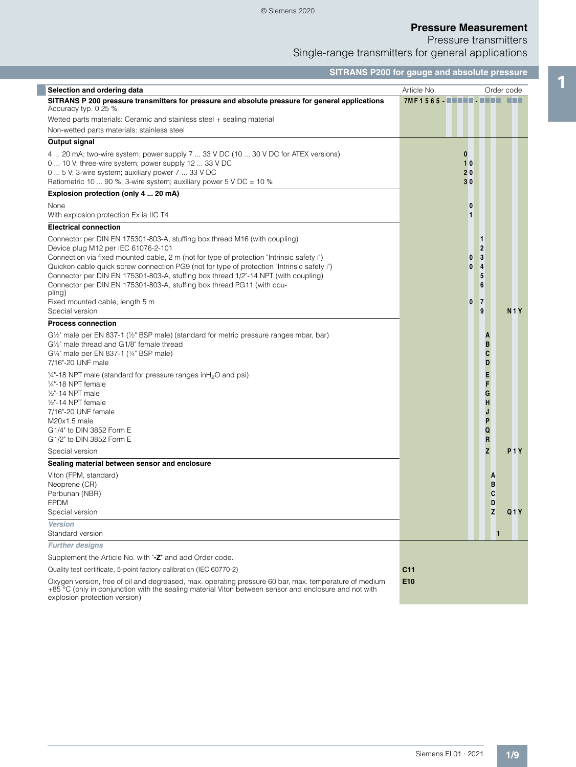# Pressure Measurement

Pressure transmitters

Single-range transmitters for general applications

## SITRANS P200 for gauge and absolute pressure

| Selection and ordering data | Article No. | Order code |
|---|---|---|
| **SITRANS P 200 pressure transmitters for pressure and absolute pressure for general applications** | **7MF1565 - ■■■■■ - ■■■■ ■■■** | |
| Accuracy typ. 0.25 % | | |
| Wetted parts materials: Ceramic and stainless steel + sealing material | | |
| Non-wetted parts materials: stainless steel | | |
| **Output signal** | | |
| 4 ... 20 mA; two-wire system; power supply 7 ... 33 V DC (10 ... 30 V DC for ATEX versions) | 0 | |
| 0 ... 10 V; three-wire system; power supply 12 ... 33 V DC | 1 0 | |
| 0 ... 5 V; 3-wire system; auxiliary power 7 ... 33 V DC | 2 0 | |
| Ratiometric 10 ... 90 %; 3-wire system; auxiliary power 5 V DC ± 10 % | 3 0 | |
| **Explosion protection (only 4 ... 20 mA)** | | |
| None | 0 | |
| With explosion protection Ex ia IIC T4 | 1 | |
| **Electrical connection** | | |
| Connector per DIN EN 175301-803-A, stuffing box thread M16 (with coupling) | 1 | |
| Device plug M12 per IEC 61076-2-101 | 2 | |
| Connection via fixed mounted cable, 2 m (not for type of protection "Intrinsic safety i") | 0 3 | |
| Quickon cable quick screw connection PG9 (not for type of protection "Intrinsic safety i") | 0 4 | |
| Connector per DIN EN 175301-803-A, stuffing box thread 1/2"-14 NPT (with coupling) | 5 | |
| Connector per DIN EN 175301-803-A, stuffing box thread PG11 (with coupling) | 6 | |
| Fixed mounted cable, length 5 m | 0 7 | |
| Special version | 9 | N1Y |
| **Process connection** | | |
| G½" male per EN 837-1 (½" BSP male) (standard for metric pressure ranges mbar, bar) | A | |
| G½" male thread and G1/8" female thread | B | |
| G¼" male per EN 837-1 (¼" BSP male) | C | |
| 7/16"-20 UNF male | D | |
| ¼"-18 NPT male (standard for pressure ranges in$H_2O$ and psi) | E | |
| ¼"-18 NPT female | F | |
| ½"-14 NPT male | G | |
| ½"-14 NPT female | H | |
| 7/16"-20 UNF female | J | |
| M20x1.5 male | P | |
| G1/4" to DIN 3852 Form E | Q | |
| G1/2" to DIN 3852 Form E | R | |
| Special version | Z | P1Y |
| **Sealing material between sensor and enclosure** | | |
| Viton (FPM, standard) | A | |
| Neoprene (CR) | B | |
| Perbunan (NBR) | C | |
| EPDM | D | |
| Special version | Z | Q1Y |
| ***Version*** | | |
| Standard version | 1 | |
| ***Further designs*** | | |
| Supplement the Article No. with "**-Z**" and add Order code. | | |
| Quality test certificate, 5-point factory calibration (IEC 60770-2) | **C11** | |
| Oxygen version, free of oil and degreased, max. operating pressure 60 bar, max. temperature of medium +85 °C (only in conjunction with the sealing material Viton between sensor and enclosure and not with explosion protection version) | **E10** | |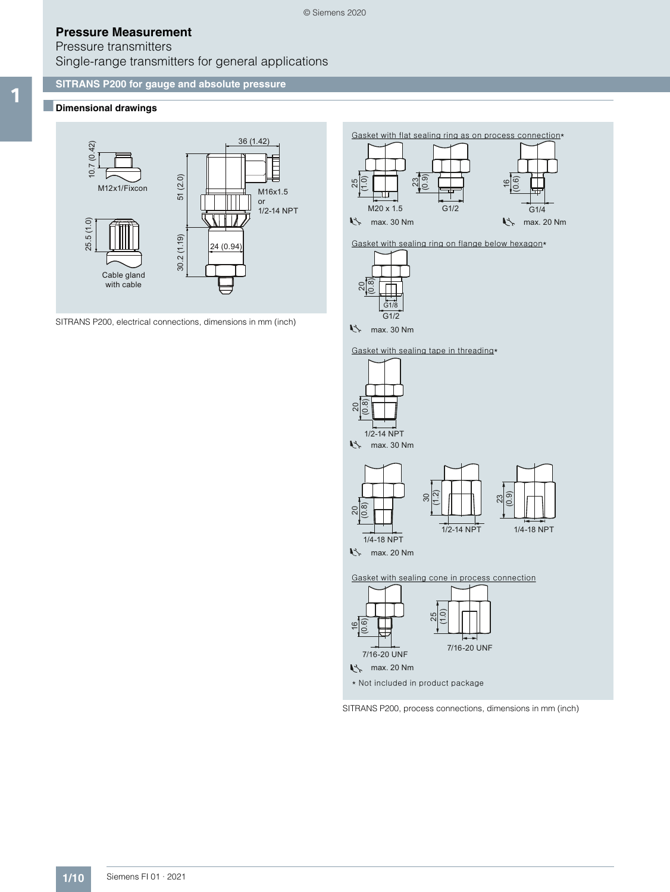# Pressure Measurement

Pressure transmitters

Single-range transmitters for general applications

## SITRANS P200 for gauge and absolute pressure

### Dimensional drawings

10.7 (0.42)

M12x1/Fixcon

25.5 (1.0)

Cable gland with cable

36 (1.42)

51 (2.0)

M16x1.5 or 1/2-14 NPT

30.2 (1.19)

24 (0.94)

SITRANS P200, electrical connections, dimensions in mm (inch)

Gasket with flat sealing ring as on process connection*

25 (1.0) M20 x 1.5 — max. 30 Nm

23 (0.9) G1/2

16 (0.6) G1/4 — max. 20 Nm

Gasket with sealing ring on flange below hexagon*

20 (0.8) G1/8 G1/2 — max. 30 Nm

Gasket with sealing tape in threading*

20 (0.8) 1/2-14 NPT — max. 30 Nm

20 (0.8) 1/4-18 NPT — max. 20 Nm

30 (1.2) 1/2-14 NPT

23 (0.9) 1/4-18 NPT

Gasket with sealing cone in process connection

16 (0.6) 7/16-20 UNF — max. 20 Nm

25 (1.0) 7/16-20 UNF

* Not included in product package

SITRANS P200, process connections, dimensions in mm (inch)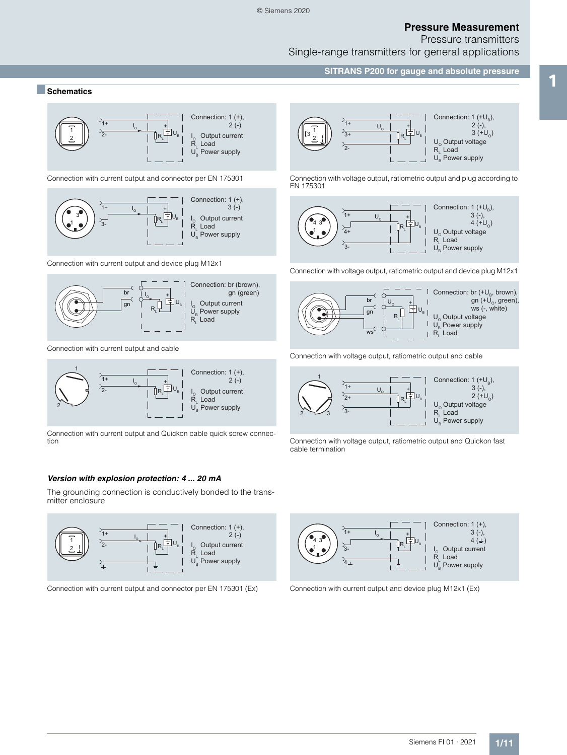## Schematics

Connection: 1 (+), 2 (-)

$I_O$ Output current
$R_L$ Load
$U_B$ Power supply

Connection with current output and connector per EN 175301

Connection: 1 (+), 3 (-)

$I_O$ Output current
$R_L$ Load
$U_B$ Power supply

Connection with current output and device plug M12x1

Connection: br (brown), gn (green)

$I_O$ Output current
$U_B$ Power supply
$R_L$ Load

Connection with current output and cable

Connection: 1 (+), 2 (-)

$I_O$ Output current
$R_L$ Load
$U_B$ Power supply

Connection with current output and Quickon cable quick screw connection

Connection: 1 ($+U_B$), 2 (-), 3 ($+U_O$)

$U_O$ Output voltage
$R_L$ Load
$U_B$ Power supply

Connection with voltage output, ratiometric output and plug according to EN 175301

Connection: 1 ($+U_B$), 3 (-), 4 ($+U_O$)

$U_O$ Output voltage
$R_L$ Load
$U_B$ Power supply

Connection with voltage output, ratiometric output and device plug M12x1

Connection: br ($+U_B$, brown), gn ($+U_O$, green), ws (-, white)

$U_O$ Output voltage
$U_B$ Power supply
$R_L$ Load

Connection with voltage output, ratiometric output and cable

Connection: 1 ($+U_B$), 3 (-), 2 ($+U_O$)

$U_O$ Output voltage
$R_L$ Load
$U_B$ Power supply

Connection with voltage output, ratiometric output and Quickon fast cable termination

***Version with explosion protection: 4 ... 20 mA***

The grounding connection is conductively bonded to the transmitter enclosure

Connection: 1 (+), 2 (-)

$I_O$ Output current
$R_L$ Load
$U_B$ Power supply

Connection with current output and connector per EN 175301 (Ex)

Connection: 1 (+), 3 (-), 4 (⏚)

$I_O$ Output current
$R_L$ Load
$U_B$ Power supply

Connection with current output and device plug M12x1 (Ex)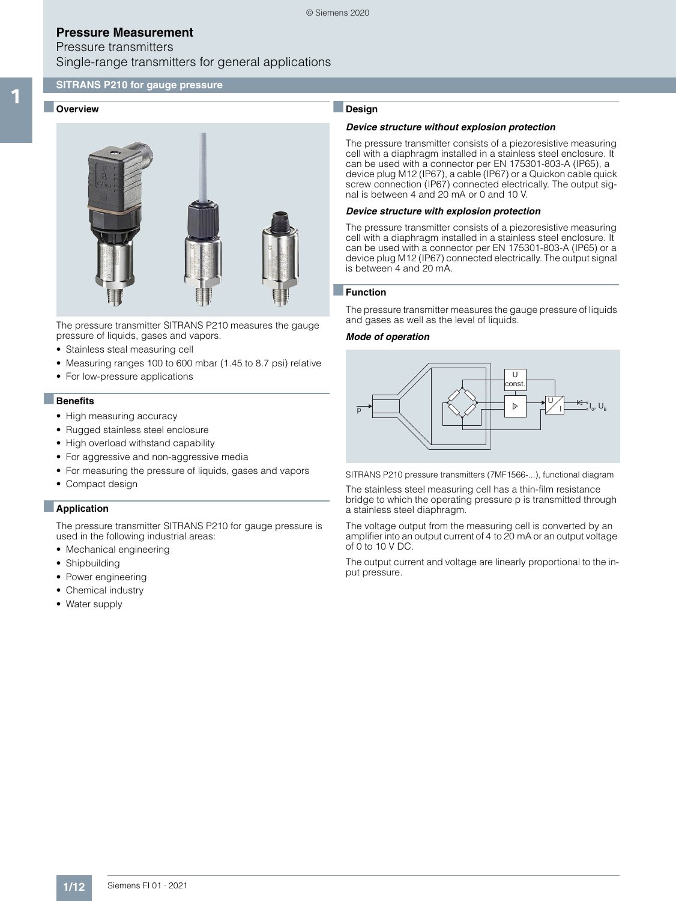# Pressure Measurement

Pressure transmitters

Single-range transmitters for general applications

## SITRANS P210 for gauge pressure

### Overview

The pressure transmitter SITRANS P210 measures the gauge pressure of liquids, gases and vapors.

- Stainless steal measuring cell
- Measuring ranges 100 to 600 mbar (1.45 to 8.7 psi) relative
- For low-pressure applications

### Benefits

- High measuring accuracy
- Rugged stainless steel enclosure
- High overload withstand capability
- For aggressive and non-aggressive media
- For measuring the pressure of liquids, gases and vapors
- Compact design

### Application

The pressure transmitter SITRANS P210 for gauge pressure is used in the following industrial areas:

- Mechanical engineering
- Shipbuilding
- Power engineering
- Chemical industry
- Water supply

### Design

***Device structure without explosion protection***

The pressure transmitter consists of a piezoresistive measuring cell with a diaphragm installed in a stainless steel enclosure. It can be used with a connector per EN 175301-803-A (IP65), a device plug M12 (IP67), a cable (IP67) or a Quickon cable quick screw connection (IP67) connected electrically. The output signal is between 4 and 20 mA or 0 and 10 V.

***Device structure with explosion protection***

The pressure transmitter consists of a piezoresistive measuring cell with a diaphragm installed in a stainless steel enclosure. It can be used with a connector per EN 175301-803-A (IP65) or a device plug M12 (IP67) connected electrically. The output signal is between 4 and 20 mA.

### Function

The pressure transmitter measures the gauge pressure of liquids and gases as well as the level of liquids.

***Mode of operation***

SITRANS P210 pressure transmitters (7MF1566-...), functional diagram

The stainless steel measuring cell has a thin-film resistance bridge to which the operating pressure p is transmitted through a stainless steel diaphragm.

The voltage output from the measuring cell is converted by an amplifier into an output current of 4 to 20 mA or an output voltage of 0 to 10 V DC.

The output current and voltage are linearly proportional to the input pressure.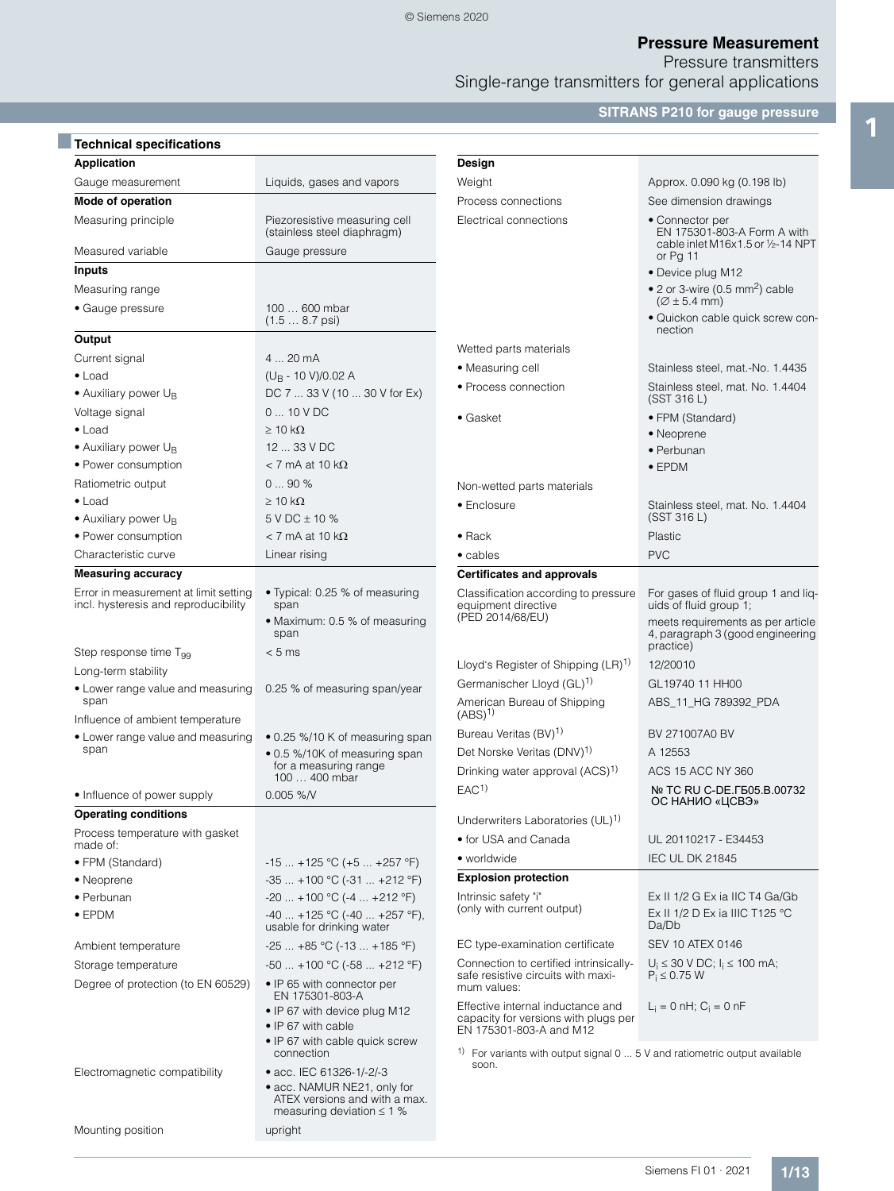## Technical specifications

| **Application** | |
|---|---|
| Gauge measurement | Liquids, gases and vapors |
| **Mode of operation** | |
| Measuring principle | Piezoresistive measuring cell (stainless steel diaphragm) |
| Measured variable | Gauge pressure |
| **Inputs** | |
| Measuring range | |
| • Gauge pressure | 100 … 600 mbar (1.5 … 8.7 psi) |
| **Output** | |
| Current signal | 4 ... 20 mA |
| • Load | ($U_B$ - 10 V)/0.02 A |
| • Auxiliary power $U_B$ | DC 7 ... 33 V (10 ... 30 V for Ex) |
| Voltage signal | 0 ... 10 V DC |
| • Load | ≥ 10 kΩ |
| • Auxiliary power $U_B$ | 12 ... 33 V DC |
| • Power consumption | < 7 mA at 10 kΩ |
| Ratiometric output | 0 ... 90 % |
| • Load | ≥ 10 kΩ |
| • Auxiliary power $U_B$ | 5 V DC ± 10 % |
| • Power consumption | < 7 mA at 10 kΩ |
| Characteristic curve | Linear rising |
| **Measuring accuracy** | |
| Error in measurement at limit setting incl. hysteresis and reproducibility | • Typical: 0.25 % of measuring span<br>• Maximum: 0.5 % of measuring span |
| Step response time $T_{99}$ | < 5 ms |
| Long-term stability | |
| • Lower range value and measuring span | 0.25 % of measuring span/year |
| Influence of ambient temperature | |
| • Lower range value and measuring span | • 0.25 %/10 K of measuring span<br>• 0.5 %/10K of measuring span for a measuring range 100 … 400 mbar |
| • Influence of power supply | 0.005 %/V |
| **Operating conditions** | |
| Process temperature with gasket made of: | |
| • FPM (Standard) | -15 ... +125 °C (+5 ... +257 °F) |
| • Neoprene | -35 ... +100 °C (-31 ... +212 °F) |
| • Perbunan | -20 ... +100 °C (-4 ... +212 °F) |
| • EPDM | -40 ... +125 °C (-40 ... +257 °F), usable for drinking water |
| Ambient temperature | -25 ... +85 °C (-13 ... +185 °F) |
| Storage temperature | -50 ... +100 °C (-58 ... +212 °F) |
| Degree of protection (to EN 60529) | • IP 65 with connector per EN 175301-803-A<br>• IP 67 with device plug M12<br>• IP 67 with cable<br>• IP 67 with cable quick screw connection |
| Electromagnetic compatibility | • acc. IEC 61326-1/-2/-3<br>• acc. NAMUR NE21, only for ATEX versions and with a max. measuring deviation ≤ 1 % |
| Mounting position | upright |

| **Design** | |
|---|---|
| Weight | Approx. 0.090 kg (0.198 lb) |
| Process connections | See dimension drawings |
| Electrical connections | • Connector per EN 175301-803-A Form A with cable inlet M16x1.5 or ½-14 NPT or Pg 11<br>• Device plug M12<br>• 2 or 3-wire (0.5 mm²) cable (∅ ± 5.4 mm)<br>• Quickon cable quick screw connection |
| Wetted parts materials | |
| • Measuring cell | Stainless steel, mat.-No. 1.4435 |
| • Process connection | Stainless steel, mat. No. 1.4404 (SST 316 L) |
| • Gasket | • FPM (Standard)<br>• Neoprene<br>• Perbunan<br>• EPDM |
| Non-wetted parts materials | |
| • Enclosure | Stainless steel, mat. No. 1.4404 (SST 316 L) |
| • Rack | Plastic |
| • cables | PVC |
| **Certificates and approvals** | |
| Classification according to pressure equipment directive (PED 2014/68/EU) | For gases of fluid group 1 and liquids of fluid group 1;<br>meets requirements as per article 4, paragraph 3 (good engineering practice) |
| Lloyd's Register of Shipping (LR)[1] | 12/20010 |
| Germanischer Lloyd (GL)[1] | GL19740 11 HH00 |
| American Bureau of Shipping (ABS)[1] | ABS_11_HG 789392_PDA |
| Bureau Veritas (BV)[1] | BV 271007A0 BV |
| Det Norske Veritas (DNV)[1] | A 12553 |
| Drinking water approval (ACS)[1] | ACS 15 ACC NY 360 |
| EAC[1] | № TC RU C-DE.ГБ05.B.00732 ОС НАНИО «ЦСВЭ» |
| Underwriters Laboratories (UL)[1] | |
| • for USA and Canada | UL 20110217 - E34453 |
| • worldwide | IEC UL DK 21845 |
| **Explosion protection** | |
| Intrinsic safety "i" (only with current output) | Ex II 1/2 G Ex ia IIC T4 Ga/Gb<br>Ex II 1/2 D Ex ia IIIC T125 °C Da/Db |
| EC type-examination certificate | SEV 10 ATEX 0146 |
| Connection to certified intrinsically-safe resistive circuits with maximum values: | $U_i$ ≤ 30 V DC; $I_i$ ≤ 100 mA; $P_i$ ≤ 0.75 W |
| Effective internal inductance and capacity for versions with plugs per EN 175301-803-A and M12 | $L_i$ = 0 nH; $C_i$ = 0 nF |

[1] For variants with output signal 0 ... 5 V and ratiometric output available soon.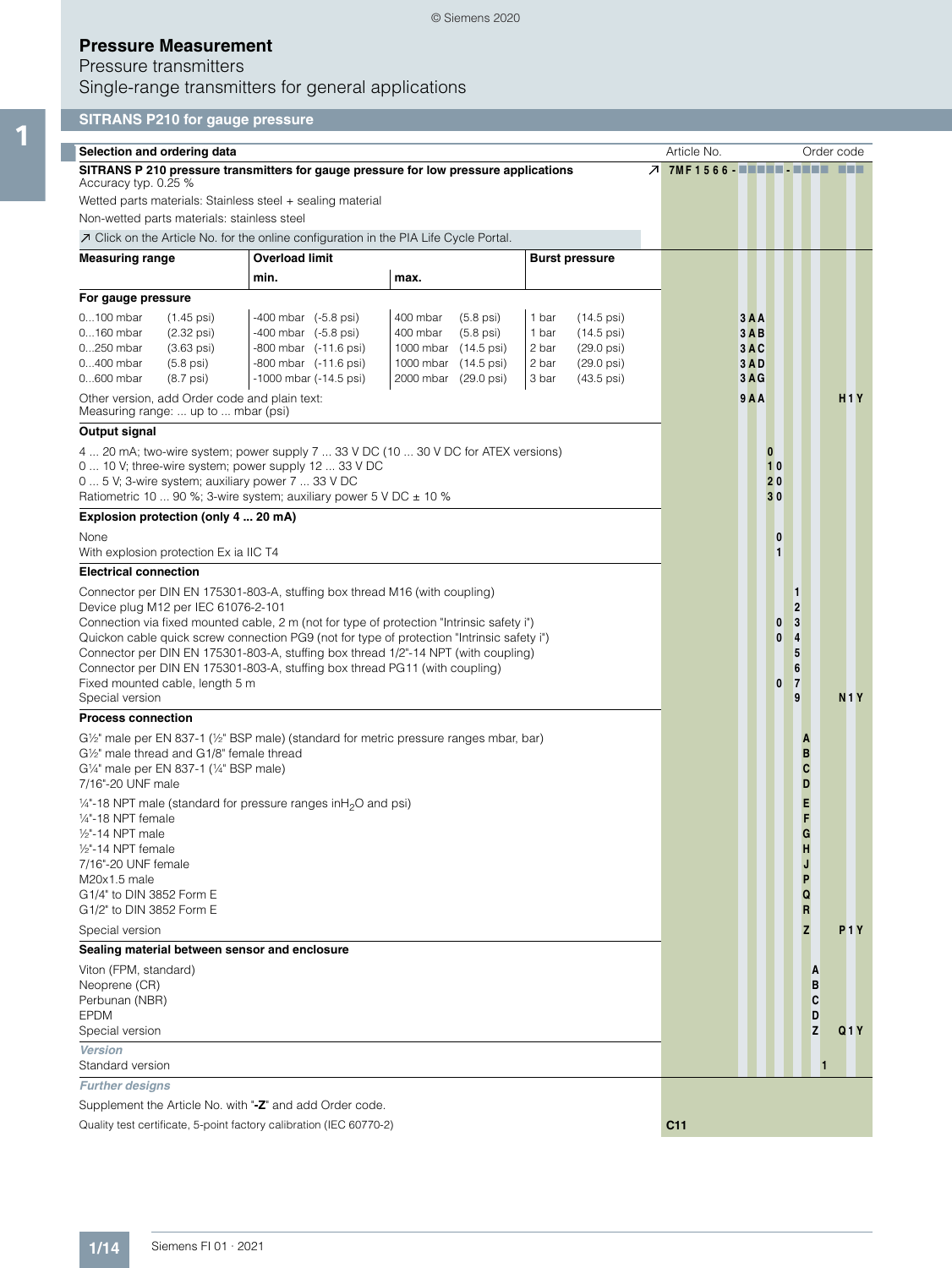# Pressure Measurement

Pressure transmitters

Single-range transmitters for general applications

## SITRANS P210 for gauge pressure

### Selection and ordering data

| Selection and ordering data | | | | Article No. | Order code |
|---|---|---|---|---|---|
| **SITRANS P 210 pressure transmitters for gauge pressure for low pressure applications** | | | | ↗ 7MF1566 - ■■■■■ - ■■■■ ■■■ | |
| Accuracy typ. 0.25 % | | | | | |
| Wetted parts materials: Stainless steel + sealing material | | | | | |
| Non-wetted parts materials: stainless steel | | | | | |
| ↗ Click on the Article No. for the online configuration in the PIA Life Cycle Portal. | | | | | |
| **Measuring range** | **Overload limit** | | **Burst pressure** | | |
| | **min.** | **max.** | | | |
| **For gauge pressure** | | | | | |
| 0...100 mbar (1.45 psi) | -400 mbar (-5.8 psi) | 400 mbar (5.8 psi) | 1 bar (14.5 psi) | 3AA | |
| 0...160 mbar (2.32 psi) | -400 mbar (-5.8 psi) | 400 mbar (5.8 psi) | 1 bar (14.5 psi) | 3AB | |
| 0...250 mbar (3.63 psi) | -800 mbar (-11.6 psi) | 1000 mbar (14.5 psi) | 2 bar (29.0 psi) | 3AC | |
| 0...400 mbar (5.8 psi) | -800 mbar (-11.6 psi) | 1000 mbar (14.5 psi) | 2 bar (29.0 psi) | 3AD | |
| 0...600 mbar (8.7 psi) | -1000 mbar (-14.5 psi) | 2000 mbar (29.0 psi) | 3 bar (43.5 psi) | 3AG | |
| Other version, add Order code and plain text: Measuring range: ... up to ... mbar (psi) | | | | 9AA | H1Y |
| **Output signal** | | | | | |
| 4 ... 20 mA; two-wire system; power supply 7 ... 33 V DC (10 ... 30 V DC for ATEX versions) | | | | 0 | |
| 0 ... 10 V; three-wire system; power supply 12 ... 33 V DC | | | | 10 | |
| 0 ... 5 V; 3-wire system; auxiliary power 7 ... 33 V DC | | | | 20 | |
| Ratiometric 10 ... 90 %; 3-wire system; auxiliary power 5 V DC ± 10 % | | | | 30 | |
| **Explosion protection (only 4 ... 20 mA)** | | | | | |
| None | | | | 0 | |
| With explosion protection Ex ia IIC T4 | | | | 1 | |
| **Electrical connection** | | | | | |
| Connector per DIN EN 175301-803-A, stuffing box thread M16 (with coupling) | | | | 1 | |
| Device plug M12 per IEC 61076-2-101 | | | | 2 | |
| Connection via fixed mounted cable, 2 m (not for type of protection "Intrinsic safety i") | | | | 0 3 | |
| Quickon cable quick screw connection PG9 (not for type of protection "Intrinsic safety i") | | | | 0 4 | |
| Connector per DIN EN 175301-803-A, stuffing box thread 1/2"-14 NPT (with coupling) | | | | 5 | |
| Connector per DIN EN 175301-803-A, stuffing box thread PG11 (with coupling) | | | | 6 | |
| Fixed mounted cable, length 5 m | | | | 0 7 | |
| Special version | | | | 9 | N1Y |
| **Process connection** | | | | | |
| G½" male per EN 837-1 (½" BSP male) (standard for metric pressure ranges mbar, bar) | | | | A | |
| G½" male thread and G1/8" female thread | | | | B | |
| G¼" male per EN 837-1 (¼" BSP male) | | | | C | |
| 7/16"-20 UNF male | | | | D | |
| ¼"-18 NPT male (standard for pressure ranges in$H_2O$ and psi) | | | | E | |
| ¼"-18 NPT female | | | | F | |
| ½"-14 NPT male | | | | G | |
| ½"-14 NPT female | | | | H | |
| 7/16"-20 UNF female | | | | J | |
| M20x1.5 male | | | | P | |
| G1/4" to DIN 3852 Form E | | | | Q | |
| G1/2" to DIN 3852 Form E | | | | R | |
| Special version | | | | Z | P1Y |
| **Sealing material between sensor and enclosure** | | | | | |
| Viton (FPM, standard) | | | | A | |
| Neoprene (CR) | | | | B | |
| Perbunan (NBR) | | | | C | |
| EPDM | | | | D | |
| Special version | | | | Z | Q1Y |
| ***Version*** | | | | | |
| Standard version | | | | 1 | |
| ***Further designs*** | | | | | |
| Supplement the Article No. with "**-Z**" and add Order code. | | | | | |
| Quality test certificate, 5-point factory calibration (IEC 60770-2) | | | | **C11** | |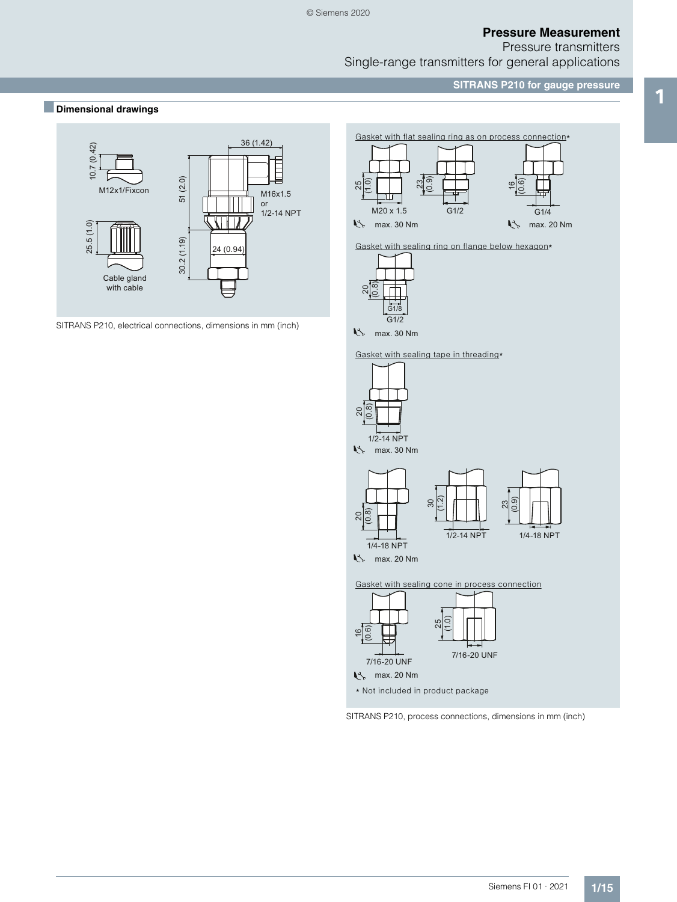## Dimensional drawings

10.7 (0.42)

M12x1/Fixcon

25.5 (1.0)

Cable gland with cable

36 (1.42)

51 (2.0)

M16x1.5 or 1/2-14 NPT

30.2 (1.19)

24 (0.94)

SITRANS P210, electrical connections, dimensions in mm (inch)

Gasket with flat sealing ring as on process connection*

25 (1.0) M20 x 1.5 — max. 30 Nm

23 (0.9) G1/2

16 (0.6) G1/4 — max. 20 Nm

Gasket with sealing ring on flange below hexagon*

20 (0.8) G1/8 G1/2 — max. 30 Nm

Gasket with sealing tape in threading*

20 (0.8) 1/2-14 NPT — max. 30 Nm

20 (0.8) 1/4-18 NPT — max. 20 Nm

30 (1.2) 1/2-14 NPT

23 (0.9) 1/4-18 NPT

Gasket with sealing cone in process connection

16 (0.6) 7/16-20 UNF — max. 20 Nm

25 (1.0) 7/16-20 UNF

* Not included in product package

SITRANS P210, process connections, dimensions in mm (inch)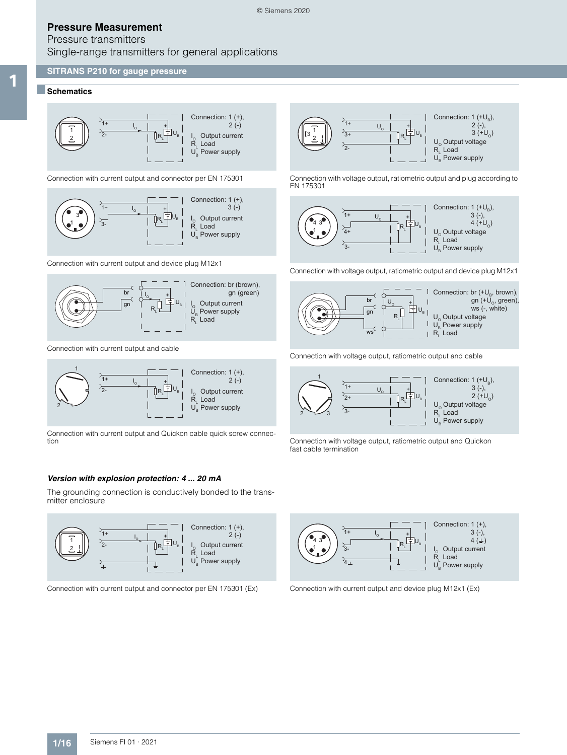# Pressure Measurement

Pressure transmitters

Single-range transmitters for general applications

## SITRANS P210 for gauge pressure

### Schematics

Connection: 1 (+), 2 (-)
$I_O$ Output current
$R_L$ Load
$U_B$ Power supply

Connection with current output and connector per EN 175301

Connection: 1 (+), 3 (-)
$I_O$ Output current
$R_L$ Load
$U_B$ Power supply

Connection with current output and device plug M12x1

Connection: br (brown), gn (green)
$I_O$ Output current
$U_B$ Power supply
$R_L$ Load

Connection with current output and cable

Connection: 1 (+), 2 (-)
$I_O$ Output current
$R_L$ Load
$U_B$ Power supply

Connection with current output and Quickon cable quick screw connection

Connection: 1 (+$U_B$), 2 (-), 3 (+$U_O$)
$U_O$ Output voltage
$R_L$ Load
$U_B$ Power supply

Connection with voltage output, ratiometric output and plug according to EN 175301

Connection: 1 (+$U_B$), 3 (-), 4 (+$U_O$)
$U_O$ Output voltage
$R_L$ Load
$U_B$ Power supply

Connection with voltage output, ratiometric output and device plug M12x1

Connection: br (+$U_B$, brown), gn (+$U_O$, green), ws (-, white)
$U_O$ Output voltage
$U_B$ Power supply
$R_L$ Load

Connection with voltage output, ratiometric output and cable

Connection: 1 (+$U_B$), 3 (-), 2 (+$U_O$)
$U_O$ Output voltage
$R_L$ Load
$U_B$ Power supply

Connection with voltage output, ratiometric output and Quickon fast cable termination

***Version with explosion protection: 4 ... 20 mA***

The grounding connection is conductively bonded to the transmitter enclosure

Connection: 1 (+), 2 (-)
$I_O$ Output current
$R_L$ Load
$U_B$ Power supply

Connection with current output and connector per EN 175301 (Ex)

Connection: 1 (+), 3 (-), 4 (⏚)
$I_O$ Output current
$R_L$ Load
$U_B$ Power supply

Connection with current output and device plug M12x1 (Ex)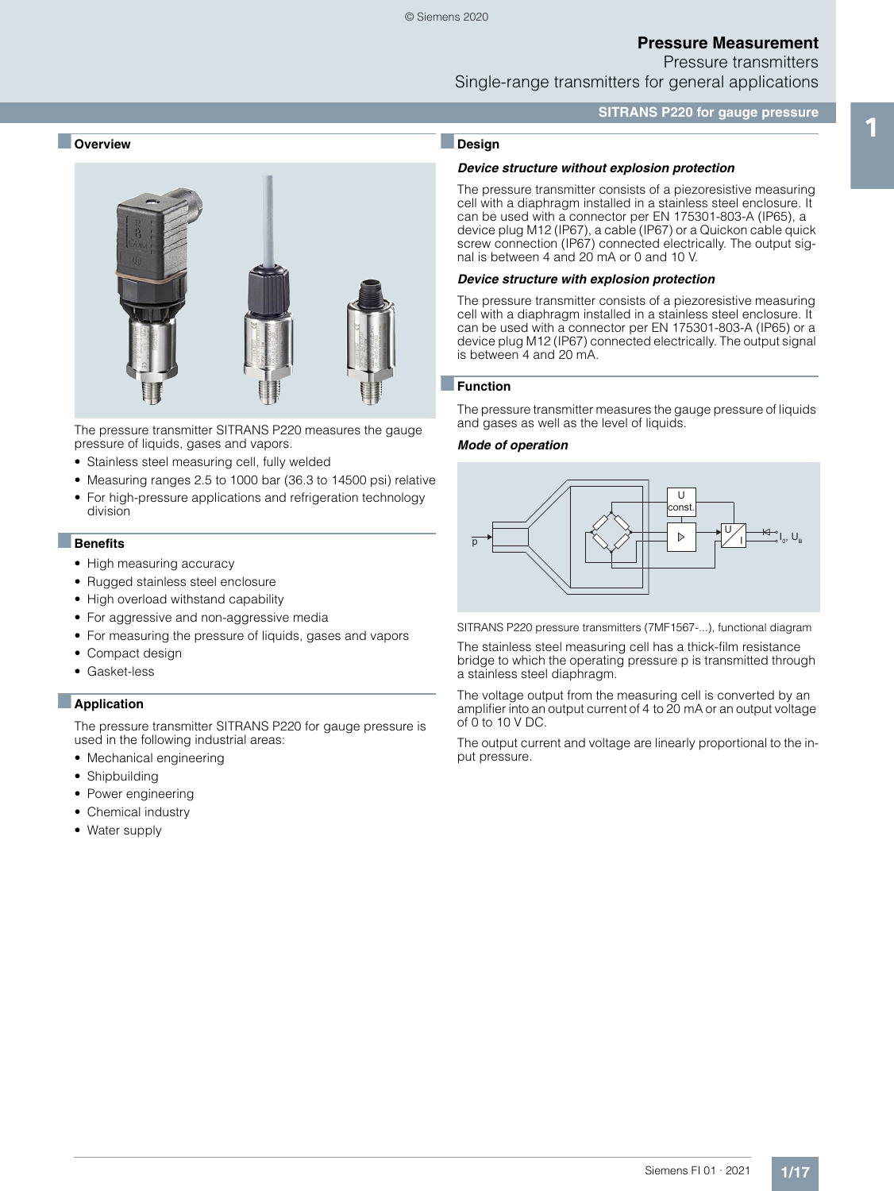## SITRANS P220 for gauge pressure

### Overview

The pressure transmitter SITRANS P220 measures the gauge pressure of liquids, gases and vapors.

- Stainless steel measuring cell, fully welded
- Measuring ranges 2.5 to 1000 bar (36.3 to 14500 psi) relative
- For high-pressure applications and refrigeration technology division

### Benefits

- High measuring accuracy
- Rugged stainless steel enclosure
- High overload withstand capability
- For aggressive and non-aggressive media
- For measuring the pressure of liquids, gases and vapors
- Compact design
- Gasket-less

### Application

The pressure transmitter SITRANS P220 for gauge pressure is used in the following industrial areas:

- Mechanical engineering
- Shipbuilding
- Power engineering
- Chemical industry
- Water supply

### Design

***Device structure without explosion protection***

The pressure transmitter consists of a piezoresistive measuring cell with a diaphragm installed in a stainless steel enclosure. It can be used with a connector per EN 175301-803-A (IP65), a device plug M12 (IP67), a cable (IP67) or a Quickon cable quick screw connection (IP67) connected electrically. The output signal is between 4 and 20 mA or 0 and 10 V.

***Device structure with explosion protection***

The pressure transmitter consists of a piezoresistive measuring cell with a diaphragm installed in a stainless steel enclosure. It can be used with a connector per EN 175301-803-A (IP65) or a device plug M12 (IP67) connected electrically. The output signal is between 4 and 20 mA.

### Function

The pressure transmitter measures the gauge pressure of liquids and gases as well as the level of liquids.

***Mode of operation***

SITRANS P220 pressure transmitters (7MF1567-...), functional diagram

The stainless steel measuring cell has a thick-film resistance bridge to which the operating pressure p is transmitted through a stainless steel diaphragm.

The voltage output from the measuring cell is converted by an amplifier into an output current of 4 to 20 mA or an output voltage of 0 to 10 V DC.

The output current and voltage are linearly proportional to the input pressure.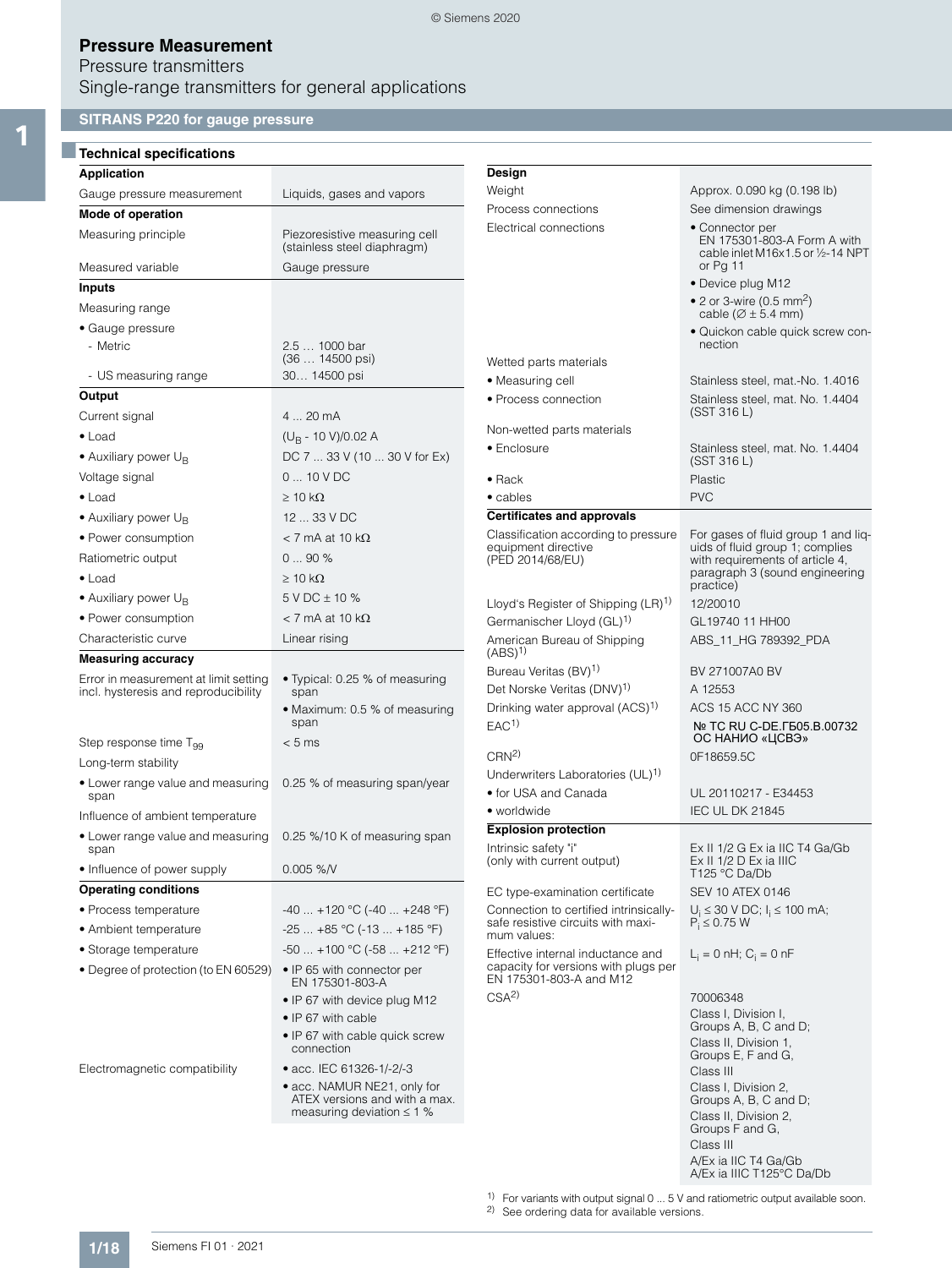# Pressure Measurement

Pressure transmitters

Single-range transmitters for general applications

## SITRANS P220 for gauge pressure

### Technical specifications

| **Application** | |
|---|---|
| Gauge pressure measurement | Liquids, gases and vapors |
| **Mode of operation** | |
| Measuring principle | Piezoresistive measuring cell (stainless steel diaphragm) |
| Measured variable | Gauge pressure |
| **Inputs** | |
| Measuring range | |
| • Gauge pressure | |
| - Metric | 2.5 ... 1000 bar (36 ... 14500 psi) |
| - US measuring range | 30… 14500 psi |
| **Output** | |
| Current signal | 4 ... 20 mA |
| • Load | $(U_B$ - 10 V)/0.02 A |
| • Auxiliary power $U_B$ | DC 7 ... 33 V (10 ... 30 V for Ex) |
| Voltage signal | 0 ... 10 V DC |
| • Load | ≥ 10 kΩ |
| • Auxiliary power $U_B$ | 12 ... 33 V DC |
| • Power consumption | < 7 mA at 10 kΩ |
| Ratiometric output | 0 ... 90 % |
| • Load | ≥ 10 kΩ |
| • Auxiliary power $U_B$ | 5 V DC ± 10 % |
| • Power consumption | < 7 mA at 10 kΩ |
| Characteristic curve | Linear rising |
| **Measuring accuracy** | |
| Error in measurement at limit setting incl. hysteresis and reproducibility | • Typical: 0.25 % of measuring span<br>• Maximum: 0.5 % of measuring span |
| Step response time $T_{99}$ | < 5 ms |
| Long-term stability | |
| • Lower range value and measuring span | 0.25 % of measuring span/year |
| Influence of ambient temperature | |
| • Lower range value and measuring span | 0.25 %/10 K of measuring span |
| • Influence of power supply | 0.005 %/V |
| **Operating conditions** | |
| • Process temperature | -40 ... +120 °C (-40 ... +248 °F) |
| • Ambient temperature | -25 ... +85 °C (-13 ... +185 °F) |
| • Storage temperature | -50 ... +100 °C (-58 ... +212 °F) |
| • Degree of protection (to EN 60529) | • IP 65 with connector per EN 175301-803-A<br>• IP 67 with device plug M12<br>• IP 67 with cable<br>• IP 67 with cable quick screw connection |
| Electromagnetic compatibility | • acc. IEC 61326-1/-2/-3<br>• acc. NAMUR NE21, only for ATEX versions and with a max. measuring deviation ≤ 1 % |

| **Design** | |
|---|---|
| Weight | Approx. 0.090 kg (0.198 lb) |
| Process connections | See dimension drawings |
| Electrical connections | • Connector per EN 175301-803-A Form A with cable inlet M16x1.5 or ½-14 NPT or Pg 11<br>• Device plug M12<br>• 2 or 3-wire (0.5 $mm^2$) cable (Ø ± 5.4 mm)<br>• Quickon cable quick screw connection |
| Wetted parts materials | |
| • Measuring cell | Stainless steel, mat.-No. 1.4016 |
| • Process connection | Stainless steel, mat. No. 1.4404 (SST 316 L) |
| Non-wetted parts materials | |
| • Enclosure | Stainless steel, mat. No. 1.4404 (SST 316 L) |
| • Rack | Plastic |
| • cables | PVC |
| **Certificates and approvals** | |
| Classification according to pressure equipment directive (PED 2014/68/EU) | For gases of fluid group 1 and liquids of fluid group 1; complies with requirements of article 4, paragraph 3 (sound engineering practice) |
| Lloyd's Register of Shipping (LR)[1] | 12/20010 |
| Germanischer Lloyd (GL)[1] | GL19740 11 HH00 |
| American Bureau of Shipping (ABS)[1] | ABS_11_HG 789392_PDA |
| Bureau Veritas (BV)[1] | BV 271007A0 BV |
| Det Norske Veritas (DNV)[1] | A 12553 |
| Drinking water approval (ACS)[1] | ACS 15 ACC NY 360 |
| EAC[1] | № TC RU C-DE.ГБ05.B.00732 ОС НАНИО «ЦСВЭ» |
| CRN[2] | 0F18659.5C |
| Underwriters Laboratories (UL)[1] | |
| • for USA and Canada | UL 20110217 - E34453 |
| • worldwide | IEC UL DK 21845 |
| **Explosion protection** | |
| Intrinsic safety "i" (only with current output) | Ex II 1/2 G Ex ia IIC T4 Ga/Gb<br>Ex II 1/2 D Ex ia IIIC T125 °C Da/Db |
| EC type-examination certificate | SEV 10 ATEX 0146 |
| Connection to certified intrinsically-safe resistive circuits with maximum values: | $U_i \leq 30$ V DC; $I_i \leq 100$ mA; $P_i \leq 0.75$ W |
| Effective internal inductance and capacity for versions with plugs per EN 175301-803-A and M12 | $L_i = 0$ nH; $C_i = 0$ nF |
| CSA[2] | 70006348<br>Class I, Division I, Groups A, B, C and D;<br>Class II, Division 1, Groups E, F and G,<br>Class III<br>Class I, Division 2, Groups A, B, C and D;<br>Class II, Division 2, Groups F and G,<br>Class III<br>A/Ex ia IIC T4 Ga/Gb<br>A/Ex ia IIIC T125°C Da/Db |

[1] For variants with output signal 0 ... 5 V and ratiometric output available soon.

[2] See ordering data for available versions.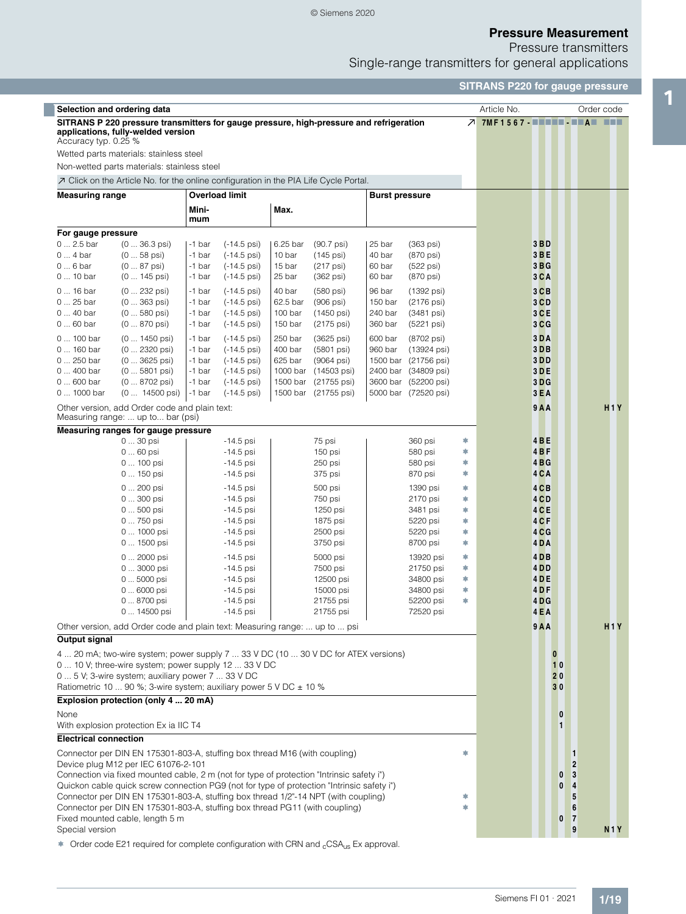# Pressure Measurement

Pressure transmitters

Single-range transmitters for general applications

## SITRANS P220 for gauge pressure

### Selection and ordering data

| | Article No. | Order code |
|---|---|---|
| **SITRANS P 220 pressure transmitters for gauge pressure, high-pressure and refrigeration applications, fully-welded version** Accuracy typ. 0.25 % Wetted parts materials: stainless steel Non-wetted parts materials: stainless steel ↗ Click on the Article No. for the online configuration in the PIA Life Cycle Portal. | ↗ 7MF1567-■■■■■-■■A■ | ■■■ |

| Measuring range | | Overload limit Minimum | | Overload limit Max. | | Burst pressure | | | Article No. | Order code |
|---|---|---|---|---|---|---|---|---|---|---|
| **For gauge pressure** | | | | | | | | | | |
| 0 ... 2.5 bar | (0 ... 36.3 psi) | -1 bar | (-14.5 psi) | 6.25 bar | (90.7 psi) | 25 bar | (363 psi) | | 3BD | |
| 0 ... 4 bar | (0 ... 58 psi) | -1 bar | (-14.5 psi) | 10 bar | (145 psi) | 40 bar | (870 psi) | | 3BE | |
| 0 ... 6 bar | (0 ... 87 psi) | -1 bar | (-14.5 psi) | 15 bar | (217 psi) | 60 bar | (522 psi) | | 3BG | |
| 0 ... 10 bar | (0 ... 145 psi) | -1 bar | (-14.5 psi) | 25 bar | (362 psi) | 60 bar | (870 psi) | | 3CA | |
| 0 ... 16 bar | (0 ... 232 psi) | -1 bar | (-14.5 psi) | 40 bar | (580 psi) | 96 bar | (1392 psi) | | 3CB | |
| 0 ... 25 bar | (0 ... 363 psi) | -1 bar | (-14.5 psi) | 62.5 bar | (906 psi) | 150 bar | (2176 psi) | | 3CD | |
| 0 ... 40 bar | (0 ... 580 psi) | -1 bar | (-14.5 psi) | 100 bar | (1450 psi) | 240 bar | (3481 psi) | | 3CE | |
| 0 ... 60 bar | (0 ... 870 psi) | -1 bar | (-14.5 psi) | 150 bar | (2175 psi) | 360 bar | (5221 psi) | | 3CG | |
| 0 ... 100 bar | (0 ... 1450 psi) | -1 bar | (-14.5 psi) | 250 bar | (3625 psi) | 600 bar | (8702 psi) | | 3DA | |
| 0 ... 160 bar | (0 ... 2320 psi) | -1 bar | (-14.5 psi) | 400 bar | (5801 psi) | 960 bar | (13924 psi) | | 3DB | |
| 0 ... 250 bar | (0 ... 3625 psi) | -1 bar | (-14.5 psi) | 625 bar | (9064 psi) | 1500 bar | (21756 psi) | | 3DD | |
| 0 ... 400 bar | (0 ... 5801 psi) | -1 bar | (-14.5 psi) | 1000 bar | (14503 psi) | 2400 bar | (34809 psi) | | 3DE | |
| 0 ... 600 bar | (0 ... 8702 psi) | -1 bar | (-14.5 psi) | 1500 bar | (21755 psi) | 3600 bar | (52200 psi) | | 3DG | |
| 0 ... 1000 bar | (0 ... 14500 psi) | -1 bar | (-14.5 psi) | 1500 bar | (21755 psi) | 5000 bar | (72520 psi) | | 3EA | |
| Other version, add Order code and plain text: Measuring range: ... up to... bar (psi) | | | | | | | | | 9AA | H1Y |
| **Measuring ranges for gauge pressure** | | | | | | | | | | |
| | 0 ... 30 psi | | -14.5 psi | | 75 psi | | 360 psi | ✱ | 4BE | |
| | 0 ... 60 psi | | -14.5 psi | | 150 psi | | 580 psi | ✱ | 4BF | |
| | 0 ... 100 psi | | -14.5 psi | | 250 psi | | 580 psi | ✱ | 4BG | |
| | 0 ... 150 psi | | -14.5 psi | | 375 psi | | 870 psi | ✱ | 4CA | |
| | 0 ... 200 psi | | -14.5 psi | | 500 psi | | 1390 psi | ✱ | 4CB | |
| | 0 ... 300 psi | | -14.5 psi | | 750 psi | | 2170 psi | ✱ | 4CD | |
| | 0 ... 500 psi | | -14.5 psi | | 1250 psi | | 3481 psi | ✱ | 4CE | |
| | 0 ... 750 psi | | -14.5 psi | | 1875 psi | | 5220 psi | ✱ | 4CF | |
| | 0 ... 1000 psi | | -14.5 psi | | 2500 psi | | 5220 psi | ✱ | 4CG | |
| | 0 ... 1500 psi | | -14.5 psi | | 3750 psi | | 8700 psi | ✱ | 4DA | |
| | 0 ... 2000 psi | | -14.5 psi | | 5000 psi | | 13920 psi | ✱ | 4DB | |
| | 0 ... 3000 psi | | -14.5 psi | | 7500 psi | | 21750 psi | ✱ | 4DD | |
| | 0 ... 5000 psi | | -14.5 psi | | 12500 psi | | 34800 psi | ✱ | 4DE | |
| | 0 ... 6000 psi | | -14.5 psi | | 15000 psi | | 34800 psi | ✱ | 4DF | |
| | 0 ... 8700 psi | | -14.5 psi | | 21755 psi | | 52200 psi | ✱ | 4DG | |
| | 0 ... 14500 psi | | -14.5 psi | | 21755 psi | | 72520 psi | | 4EA | |
| Other version, add Order code and plain text: Measuring range: ... up to ... psi | | | | | | | | | 9AA | H1Y |

| Output signal | | Article No. | Order code |
|---|---|---|---|
| 4 ... 20 mA; two-wire system; power supply 7 ... 33 V DC (10 ... 30 V DC for ATEX versions) | | 0 | |
| 0 ... 10 V; three-wire system; power supply 12 ... 33 V DC | | 1 0 | |
| 0 ... 5 V; 3-wire system; auxiliary power 7 ... 33 V DC | | 2 0 | |
| Ratiometric 10 ... 90 %; 3-wire system; auxiliary power 5 V DC ± 10 % | | 3 0 | |
| **Explosion protection (only 4 ... 20 mA)** | | | |
| None | | 0 | |
| With explosion protection Ex ia IIC T4 | | 1 | |
| **Electrical connection** | | | |
| Connector per DIN EN 175301-803-A, stuffing box thread M16 (with coupling) | ✱ | 1 | |
| Device plug M12 per IEC 61076-2-101 | | 2 | |
| Connection via fixed mounted cable, 2 m (not for type of protection "Intrinsic safety i") | | 0 3 | |
| Quickon cable quick screw connection PG9 (not for type of protection "Intrinsic safety i") | | 0 4 | |
| Connector per DIN EN 175301-803-A, stuffing box thread 1/2"-14 NPT (with coupling) | ✱ | 5 | |
| Connector per DIN EN 175301-803-A, stuffing box thread PG11 (with coupling) | ✱ | 6 | |
| Fixed mounted cable, length 5 m | | 0 7 | |
| Special version | | 9 | N1Y |

✱ Order code E21 required for complete configuration with CRN and $_{c}CSA_{us}$ Ex approval.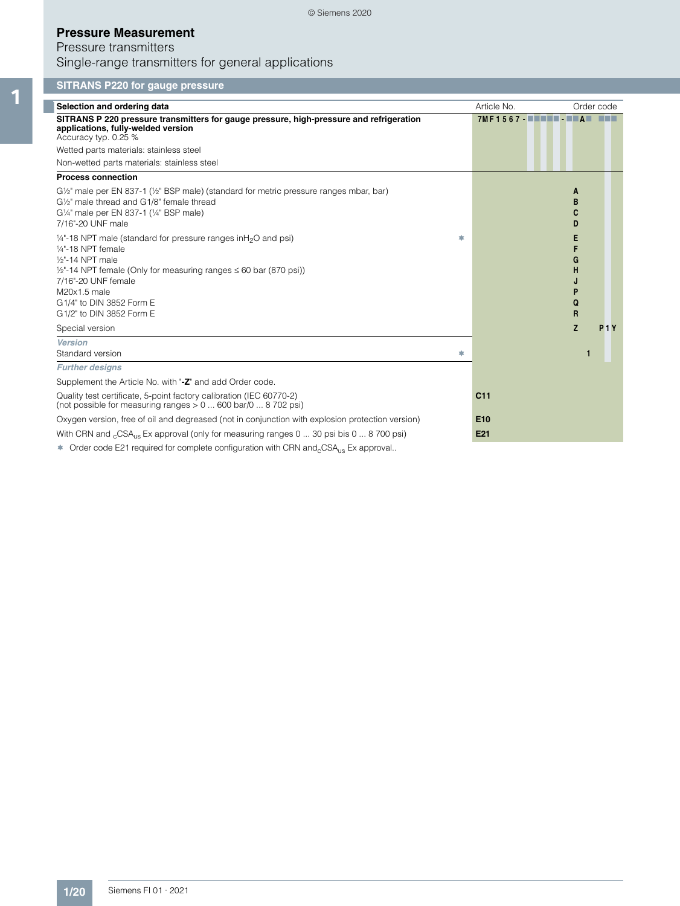# Pressure Measurement

Pressure transmitters

Single-range transmitters for general applications

## SITRANS P220 for gauge pressure

| Selection and ordering data | Article No. | Order code |
|---|---|---|
| **SITRANS P 220 pressure transmitters for gauge pressure, high-pressure and refrigeration applications, fully-welded version**<br>Accuracy typ. 0.25 %<br>Wetted parts materials: stainless steel<br>Non-wetted parts materials: stainless steel | **7MF1567 - ■■■■■ - ■■A■** | **■■■** |
| **Process connection** | | |
| G½" male per EN 837-1 (½" BSP male) (standard for metric pressure ranges mbar, bar) | **A** | |
| G½" male thread and G1/8" female thread | **B** | |
| G¼" male per EN 837-1 (¼" BSP male) | **C** | |
| 7/16"-20 UNF male | **D** | |
| ¼"-18 NPT male (standard for pressure ranges inH$_2$O and psi) ✱ | **E** | |
| ¼"-18 NPT female | **F** | |
| ½"-14 NPT male | **G** | |
| ½"-14 NPT female (Only for measuring ranges ≤ 60 bar (870 psi)) | **H** | |
| 7/16"-20 UNF female | **J** | |
| M20x1.5 male | **P** | |
| G1/4" to DIN 3852 Form E | **Q** | |
| G1/2" to DIN 3852 Form E | **R** | |
| Special version | **Z** | **P1Y** |
| ***Version*** | | |
| Standard version ✱ | **1** | |
| ***Further designs*** | | |
| Supplement the Article No. with "**-Z**" and add Order code. | | |
| Quality test certificate, 5-point factory calibration (IEC 60770-2)<br>(not possible for measuring ranges > 0 ... 600 bar/0 ... 8 702 psi) | **C11** | |
| Oxygen version, free of oil and degreased (not in conjunction with explosion protection version) | **E10** | |
| With CRN and $_c$CSA$_{us}$ Ex approval (only for measuring ranges 0 ... 30 psi bis 0 ... 8 700 psi) | **E21** | |

✱ Order code E21 required for complete configuration with CRN and $_c$CSA$_{us}$ Ex approval..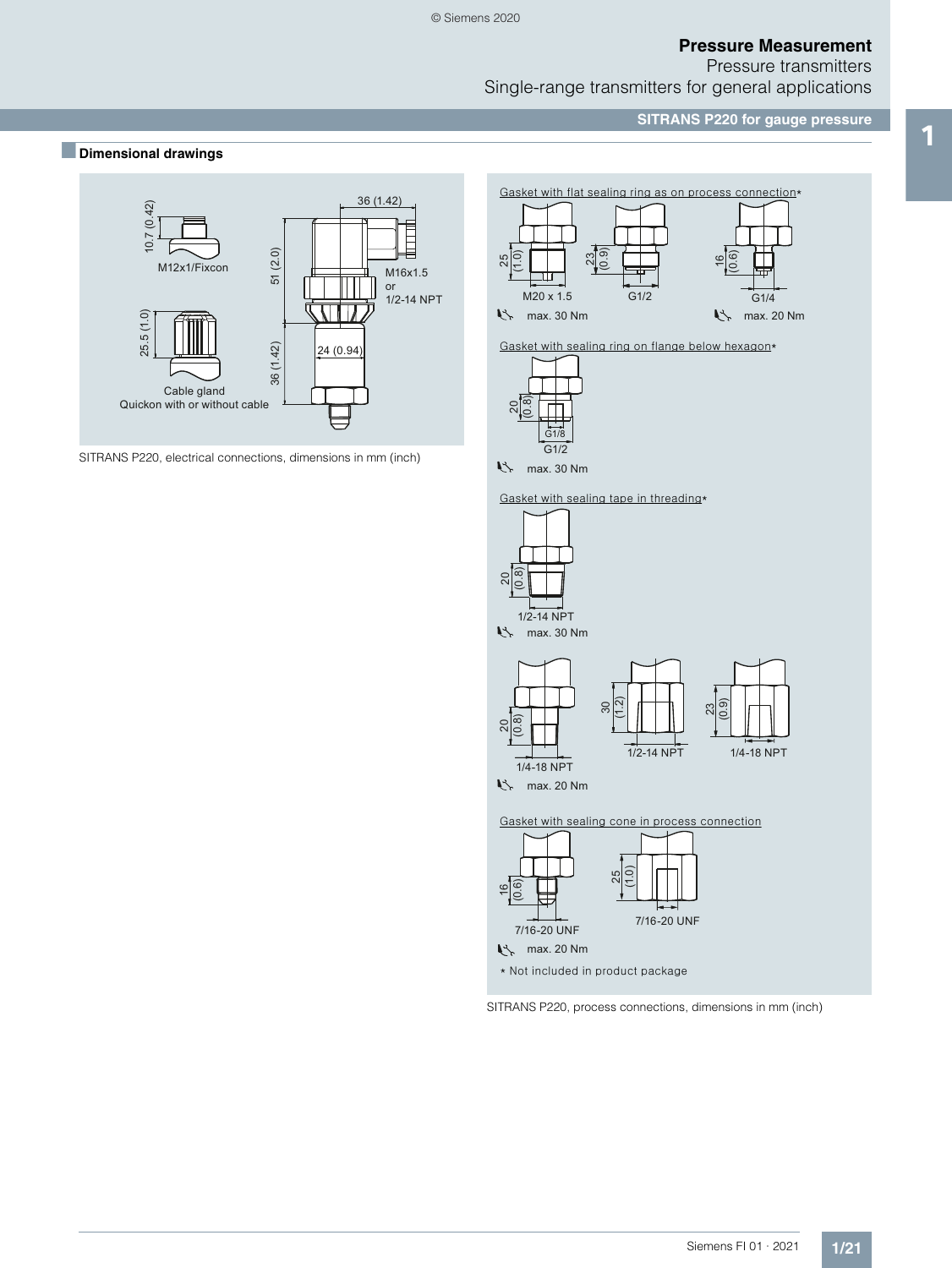## Dimensional drawings

10.7 (0.42)

M12x1/Fixcon

25.5 (1.0)

Cable gland
Quickon with or without cable

36 (1.42)

51 (2.0)

M16x1.5
or
1/2-14 NPT

36 (1.42)

24 (0.94)

SITRANS P220, electrical connections, dimensions in mm (inch)

Gasket with flat sealing ring as on process connection*

25 (1.0) M20 x 1.5 — max. 30 Nm

23 (0.9) G1/2

16 (0.6) G1/4 — max. 20 Nm

Gasket with sealing ring on flange below hexagon*

20 (0.8) G1/8 G1/2 — max. 30 Nm

Gasket with sealing tape in threading*

20 (0.8) 1/2-14 NPT — max. 30 Nm

20 (0.8) 1/4-18 NPT — max. 20 Nm

30 (1.2) 1/2-14 NPT

23 (0.9) 1/4-18 NPT

Gasket with sealing cone in process connection

16 (0.6) 7/16-20 UNF — max. 20 Nm

25 (1.0) 7/16-20 UNF

* Not included in product package

SITRANS P220, process connections, dimensions in mm (inch)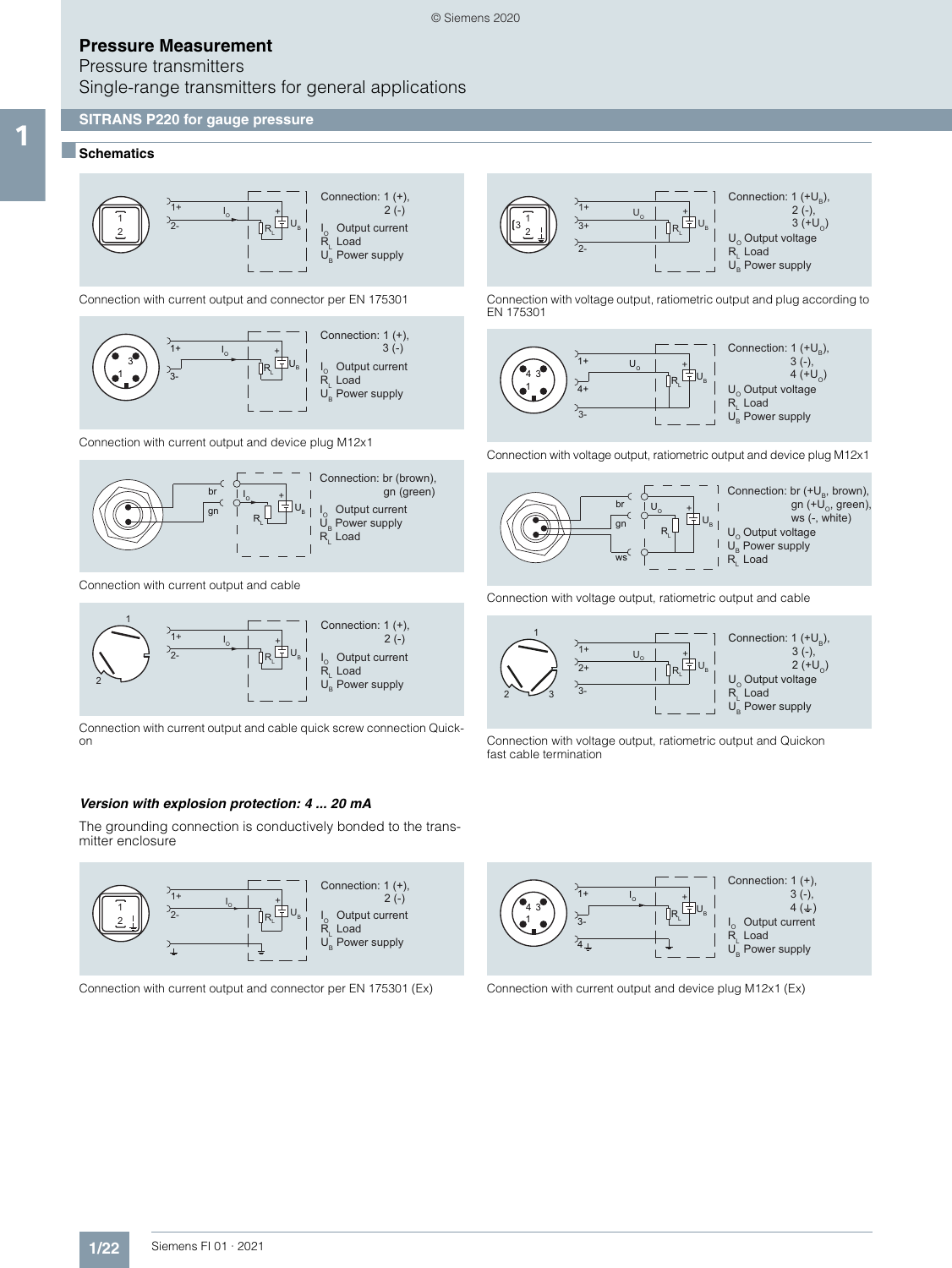# Pressure Measurement

Pressure transmitters

Single-range transmitters for general applications

## SITRANS P220 for gauge pressure

### Schematics

Connection: 1 (+), 2 (-)

$I_O$ Output current

$R_L$ Load

$U_B$ Power supply

Connection with current output and connector per EN 175301

Connection: 1 ($+U_B$), 2 (-), 3 ($+U_O$)

$U_O$ Output voltage

$R_L$ Load

$U_B$ Power supply

Connection with voltage output, ratiometric output and plug according to EN 175301

Connection: 1 (+), 3 (-)

$I_O$ Output current

$R_L$ Load

$U_B$ Power supply

Connection with current output and device plug M12x1

Connection: 1 ($+U_B$), 3 (-), 4 ($+U_O$)

$U_O$ Output voltage

$R_L$ Load

$U_B$ Power supply

Connection with voltage output, ratiometric output and device plug M12x1

Connection: br (brown), gn (green)

$I_O$ Output current

$U_B$ Power supply

$R_L$ Load

Connection with current output and cable

Connection: br ($+U_B$, brown), gn ($+U_O$, green), ws (-, white)

$U_O$ Output voltage

$U_B$ Power supply

$R_L$ Load

Connection with voltage output, ratiometric output and cable

Connection: 1 (+), 2 (-)

$I_O$ Output current

$R_L$ Load

$U_B$ Power supply

Connection with current output and cable quick screw connection Quick-on

Connection: 1 ($+U_B$), 3 (-), 2 ($+U_O$)

$U_O$ Output voltage

$R_L$ Load

$U_B$ Power supply

Connection with voltage output, ratiometric output and Quickon fast cable termination

***Version with explosion protection: 4 ... 20 mA***

The grounding connection is conductively bonded to the transmitter enclosure

Connection: 1 (+), 2 (-)

$I_O$ Output current

$R_L$ Load

$U_B$ Power supply

Connection with current output and connector per EN 175301 (Ex)

Connection: 1 (+), 3 (-), 4 (⏚)

$I_O$ Output current

$R_L$ Load

$U_B$ Power supply

Connection with current output and device plug M12x1 (Ex)